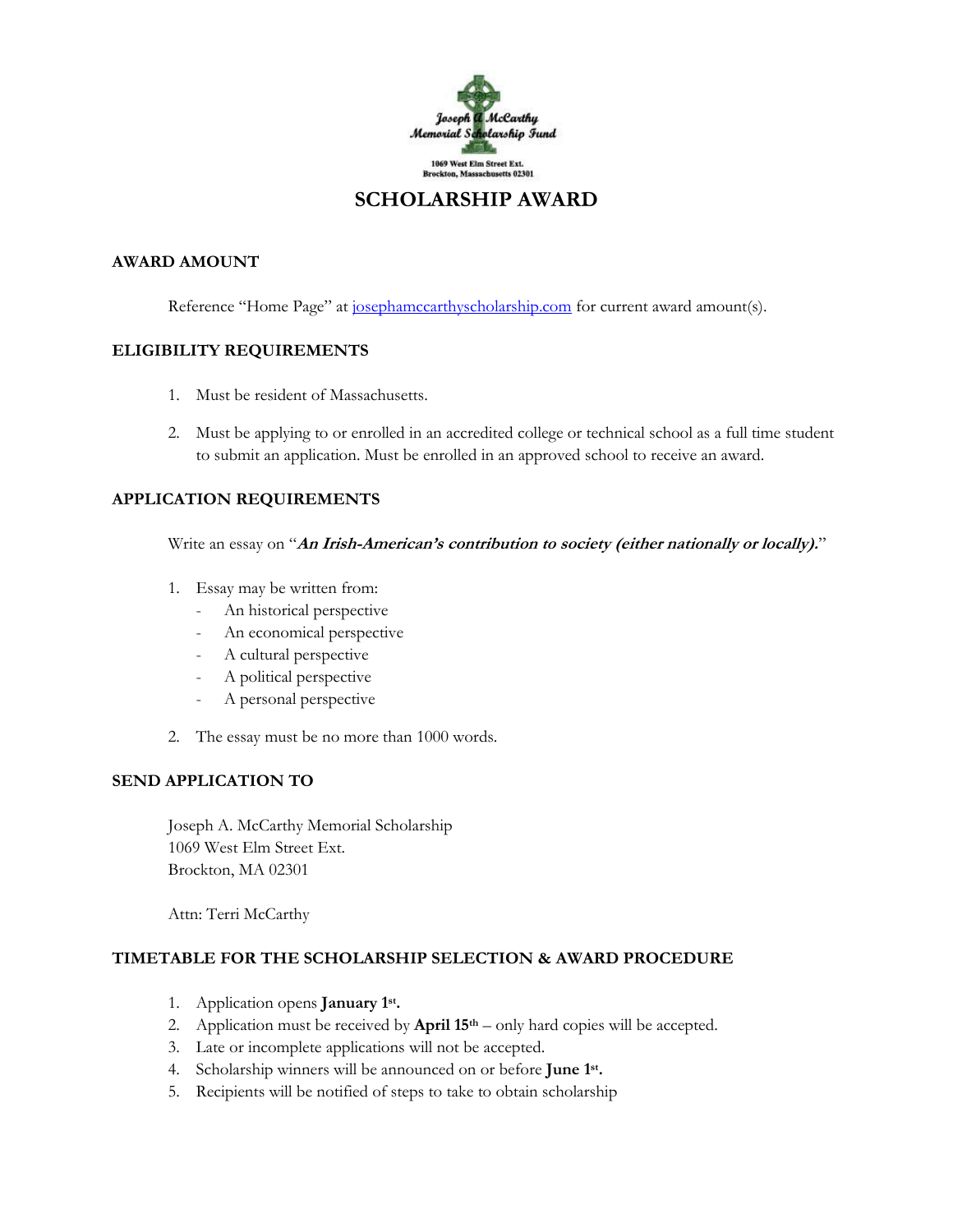Joseph A McCarthy Memorial Scholarship Fund

1069 West Elm Street Ext.
Brockton, Massachusetts 02301

# SCHOLARSHIP AWARD

## AWARD AMOUNT

Reference "Home Page" at [josephamccarthyscholarship.com](josephamccarthyscholarship.com) for current award amount(s).

## ELIGIBILITY REQUIREMENTS

1. Must be resident of Massachusetts.

2. Must be applying to or enrolled in an accredited college or technical school as a full time student to submit an application. Must be enrolled in an approved school to receive an award.

## APPLICATION REQUIREMENTS

Write an essay on "***An Irish-American's contribution to society (either nationally or locally).***"

1. Essay may be written from:
   - An historical perspective
   - An economical perspective
   - A cultural perspective
   - A political perspective
   - A personal perspective

2. The essay must be no more than 1000 words.

## SEND APPLICATION TO

Joseph A. McCarthy Memorial Scholarship
1069 West Elm Street Ext.
Brockton, MA 02301

Attn: Terri McCarthy

## TIMETABLE FOR THE SCHOLARSHIP SELECTION & AWARD PROCEDURE

1. Application opens **January 1st.**
2. Application must be received by **April 15th** – only hard copies will be accepted.
3. Late or incomplete applications will not be accepted.
4. Scholarship winners will be announced on or before **June 1st.**
5. Recipients will be notified of steps to take to obtain scholarship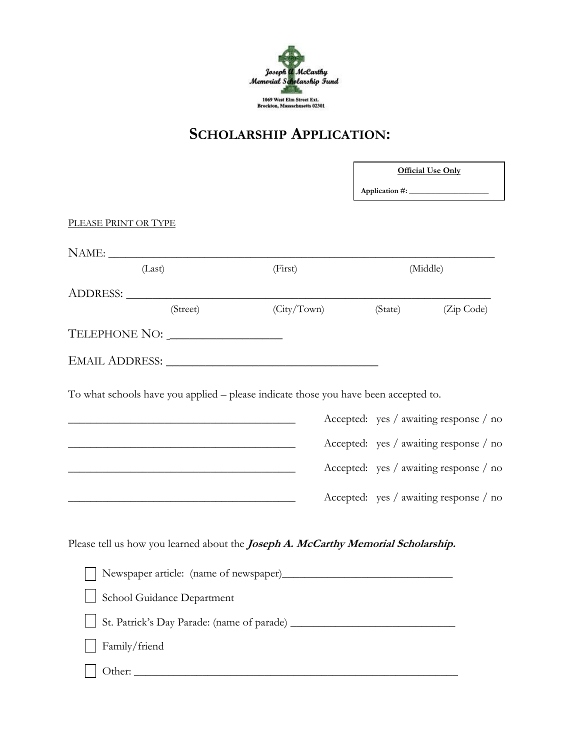Joseph A McCarthy Memorial Scholarship Fund

1069 West Elm Street Ext.
Brockton, Massachusetts 02301

# SCHOLARSHIP APPLICATION:

**Official Use Only**

**Application #:** ____________________

PLEASE PRINT OR TYPE

NAME: ____________________________________________________________
(Last) (First) (Middle)

ADDRESS: __________________________________________________________
(Street) (City/Town) (State) (Zip Code)

TELEPHONE NO: ___________________

EMAIL ADDRESS: ___________________________________

To what schools have you applied – please indicate those you have been accepted to.

______________________________________ Accepted: yes / awaiting response / no

______________________________________ Accepted: yes / awaiting response / no

______________________________________ Accepted: yes / awaiting response / no

______________________________________ Accepted: yes / awaiting response / no

Please tell us how you learned about the ***Joseph A. McCarthy Memorial Scholarship.***

- ☐ Newspaper article: (name of newspaper)_____________________________
- ☐ School Guidance Department
- ☐ St. Patrick's Day Parade: (name of parade) ____________________________
- ☐ Family/friend
- ☐ Other: _________________________________________________________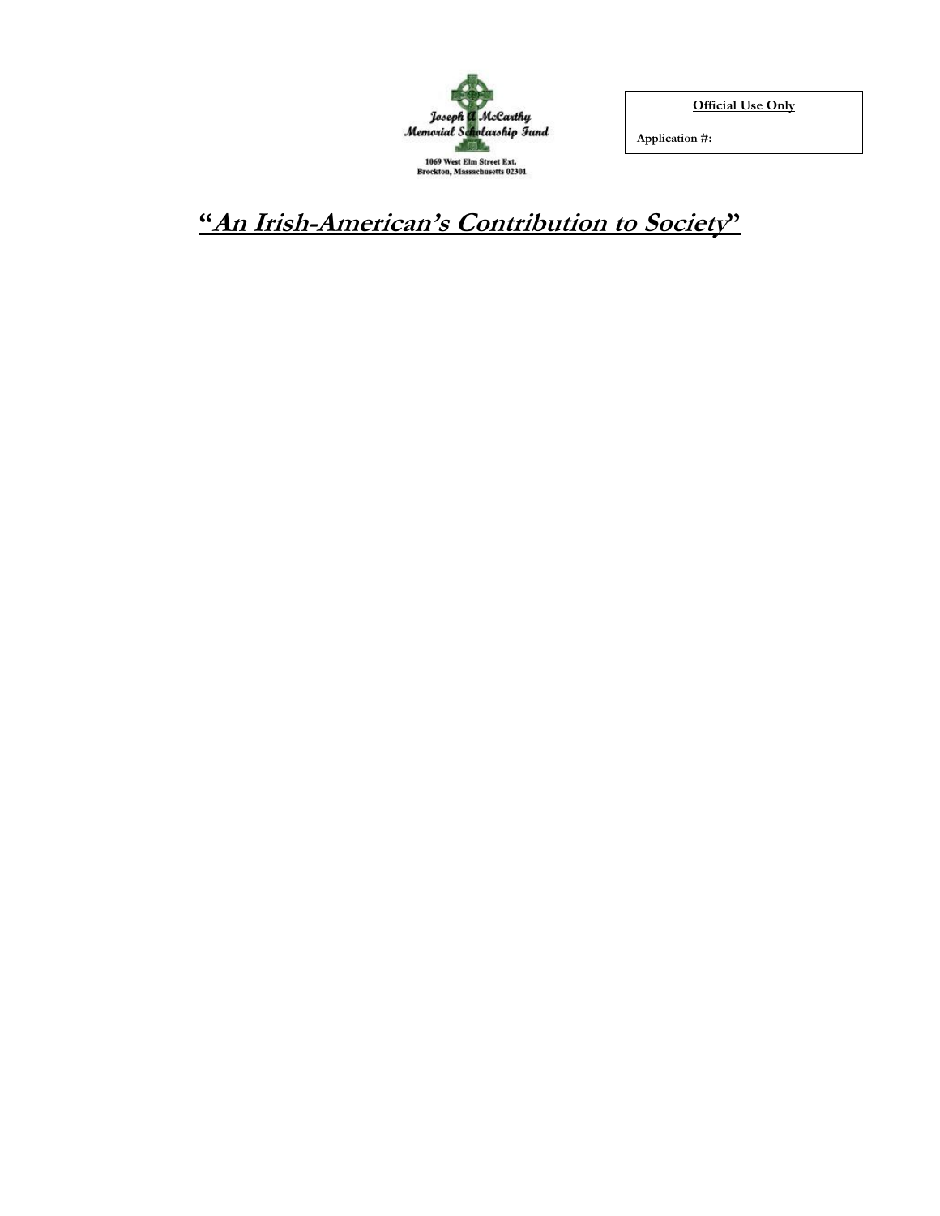Joseph A McCarthy Memorial Scholarship Fund

1069 West Elm Street Ext.
Brockton, Massachusetts 02301

**Official Use Only**

**Application #:** ____________________

# "*An Irish-American's Contribution to Society*"